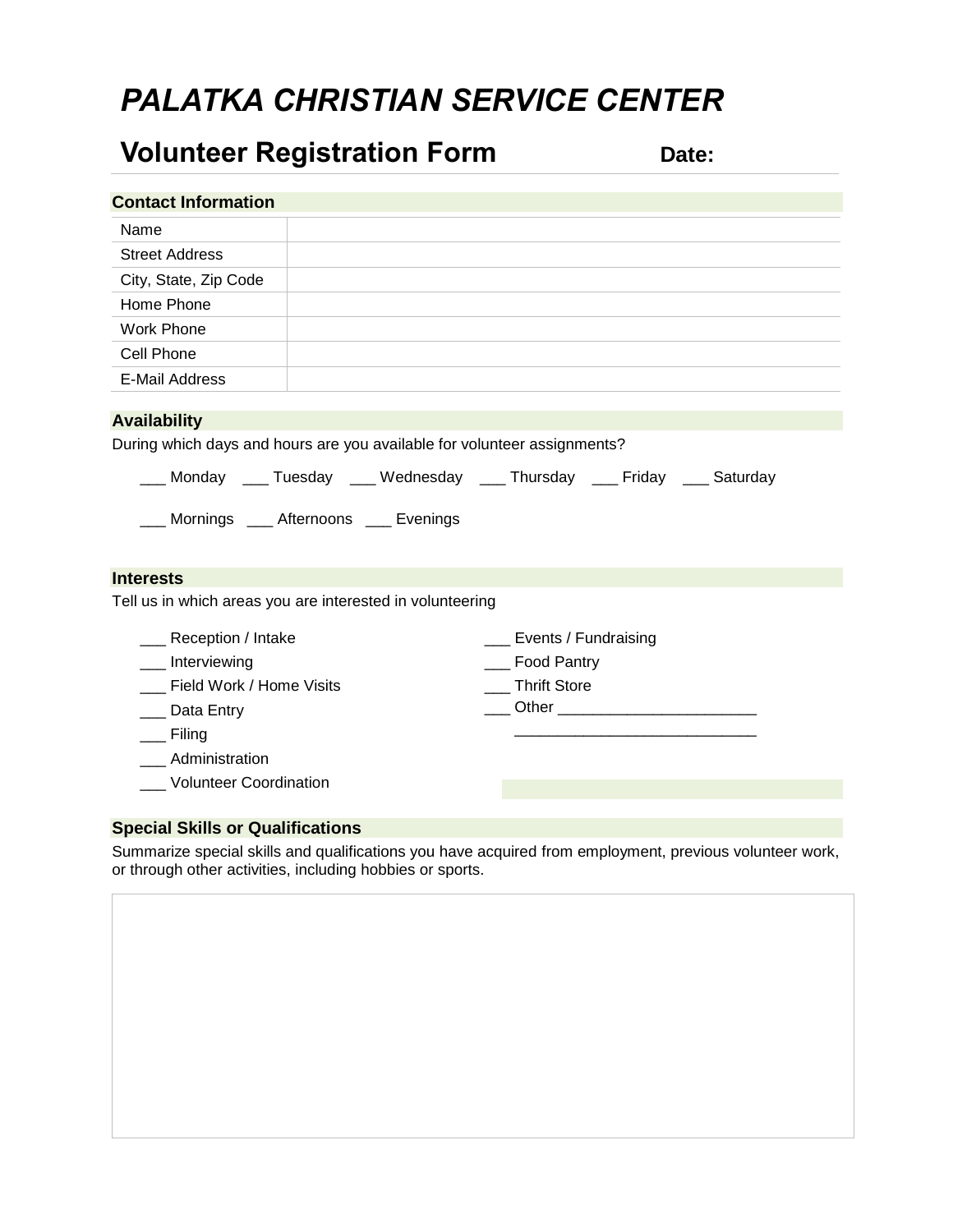# *PALATKA CHRISTIAN SERVICE CENTER*

## Volunteer Registration Form    Date:

### Contact Information

| | |
|---|---|
| Name | |
| Street Address | |
| City, State, Zip Code | |
| Home Phone | |
| Work Phone | |
| Cell Phone | |
| E-Mail Address | |

### Availability

During which days and hours are you available for volunteer assignments?

___ Monday ___ Tuesday ___ Wednesday ___ Thursday ___ Friday ___ Saturday

___ Mornings ___ Afternoons ___ Evenings

### Interests

Tell us in which areas you are interested in volunteering

___ Reception / Intake
___ Interviewing
___ Field Work / Home Visits
___ Data Entry
___ Filing
___ Administration
___ Volunteer Coordination
___ Events / Fundraising
___ Food Pantry
___ Thrift Store
___ Other _______________________
___________________________

### Special Skills or Qualifications

Summarize special skills and qualifications you have acquired from employment, previous volunteer work, or through other activities, including hobbies or sports.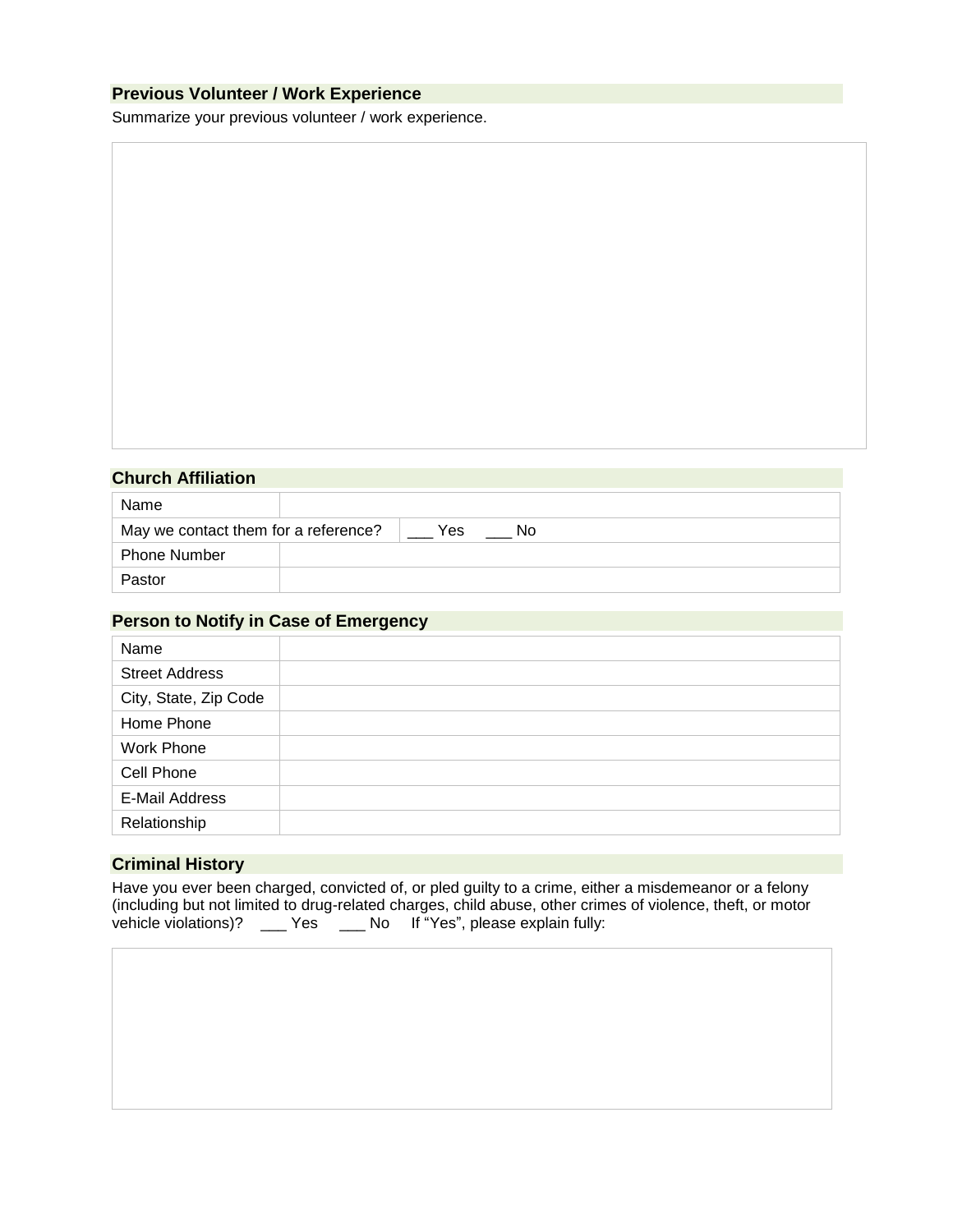## Previous Volunteer / Work Experience

Summarize your previous volunteer / work experience.

## Church Affiliation

| | |
|---|---|
| Name | |
| May we contact them for a reference? | ___ Yes ___ No |
| Phone Number | |
| Pastor | |

## Person to Notify in Case of Emergency

| | |
|---|---|
| Name | |
| Street Address | |
| City, State, Zip Code | |
| Home Phone | |
| Work Phone | |
| Cell Phone | |
| E-Mail Address | |
| Relationship | |

## Criminal History

Have you ever been charged, convicted of, or pled guilty to a crime, either a misdemeanor or a felony (including but not limited to drug-related charges, child abuse, other crimes of violence, theft, or motor vehicle violations)? ___ Yes ___ No If "Yes", please explain fully: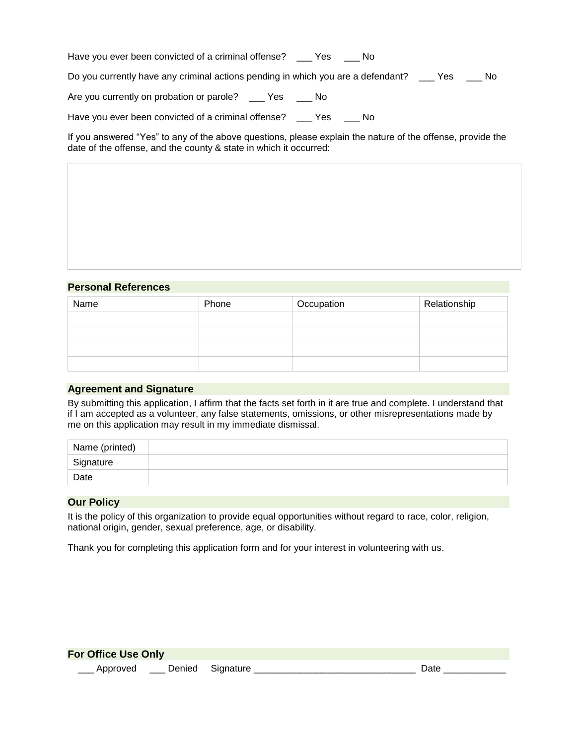Have you ever been convicted of a criminal offense? ___ Yes ___ No

Do you currently have any criminal actions pending in which you are a defendant? ___ Yes ___ No

Are you currently on probation or parole? ___ Yes ___ No

Have you ever been convicted of a criminal offense? ___ Yes ___ No

If you answered "Yes" to any of the above questions, please explain the nature of the offense, provide the date of the offense, and the county & state in which it occurred:

| |
|---|
| |

## Personal References

| Name | Phone | Occupation | Relationship |
|---|---|---|---|
| | | | |
| | | | |
| | | | |
| | | | |

## Agreement and Signature

By submitting this application, I affirm that the facts set forth in it are true and complete. I understand that if I am accepted as a volunteer, any false statements, omissions, or other misrepresentations made by me on this application may result in my immediate dismissal.

| | |
|---|---|
| Name (printed) | |
| Signature | |
| Date | |

## Our Policy

It is the policy of this organization to provide equal opportunities without regard to race, color, religion, national origin, gender, sexual preference, age, or disability.

Thank you for completing this application form and for your interest in volunteering with us.

## For Office Use Only

___ Approved ___ Denied Signature ______________________________ Date ___________